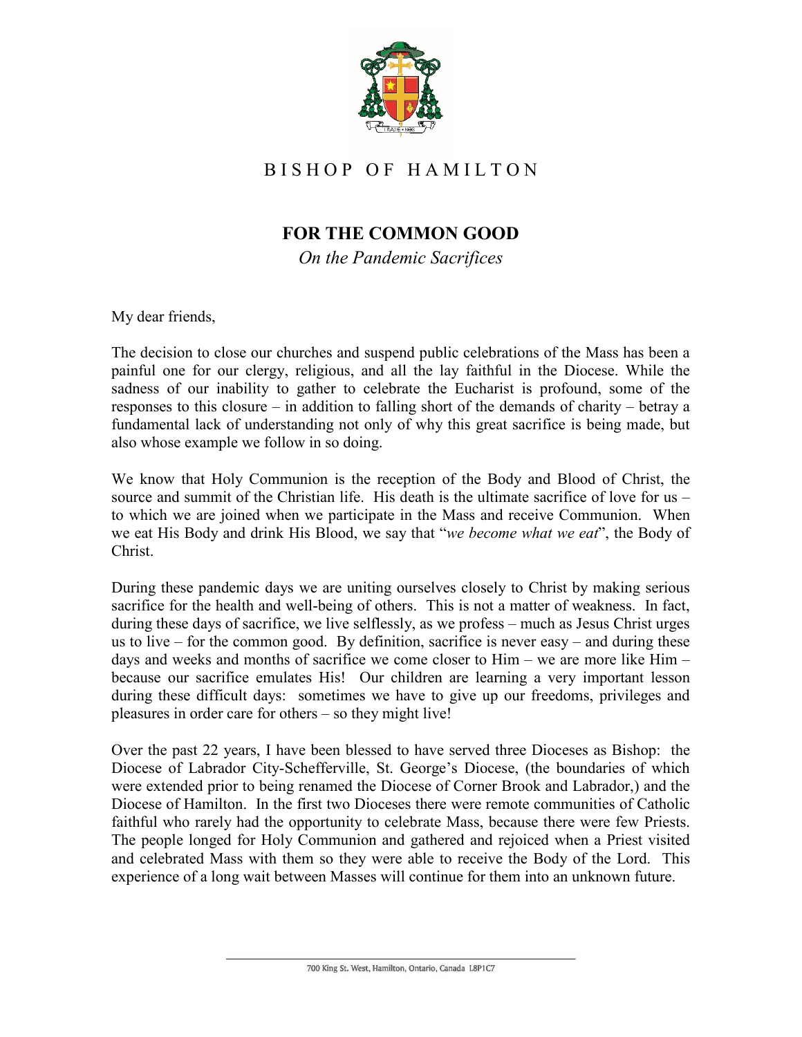BISHOP OF HAMILTON

# FOR THE COMMON GOOD

*On the Pandemic Sacrifices*

My dear friends,

The decision to close our churches and suspend public celebrations of the Mass has been a painful one for our clergy, religious, and all the lay faithful in the Diocese. While the sadness of our inability to gather to celebrate the Eucharist is profound, some of the responses to this closure – in addition to falling short of the demands of charity – betray a fundamental lack of understanding not only of why this great sacrifice is being made, but also whose example we follow in so doing.

We know that Holy Communion is the reception of the Body and Blood of Christ, the source and summit of the Christian life. His death is the ultimate sacrifice of love for us – to which we are joined when we participate in the Mass and receive Communion. When we eat His Body and drink His Blood, we say that "*we become what we eat*", the Body of Christ.

During these pandemic days we are uniting ourselves closely to Christ by making serious sacrifice for the health and well-being of others. This is not a matter of weakness. In fact, during these days of sacrifice, we live selflessly, as we profess – much as Jesus Christ urges us to live – for the common good. By definition, sacrifice is never easy – and during these days and weeks and months of sacrifice we come closer to Him – we are more like Him – because our sacrifice emulates His! Our children are learning a very important lesson during these difficult days: sometimes we have to give up our freedoms, privileges and pleasures in order care for others – so they might live!

Over the past 22 years, I have been blessed to have served three Dioceses as Bishop: the Diocese of Labrador City-Schefferville, St. George's Diocese, (the boundaries of which were extended prior to being renamed the Diocese of Corner Brook and Labrador,) and the Diocese of Hamilton. In the first two Dioceses there were remote communities of Catholic faithful who rarely had the opportunity to celebrate Mass, because there were few Priests. The people longed for Holy Communion and gathered and rejoiced when a Priest visited and celebrated Mass with them so they were able to receive the Body of the Lord. This experience of a long wait between Masses will continue for them into an unknown future.

700 King St. West, Hamilton, Ontario, Canada L8P1C7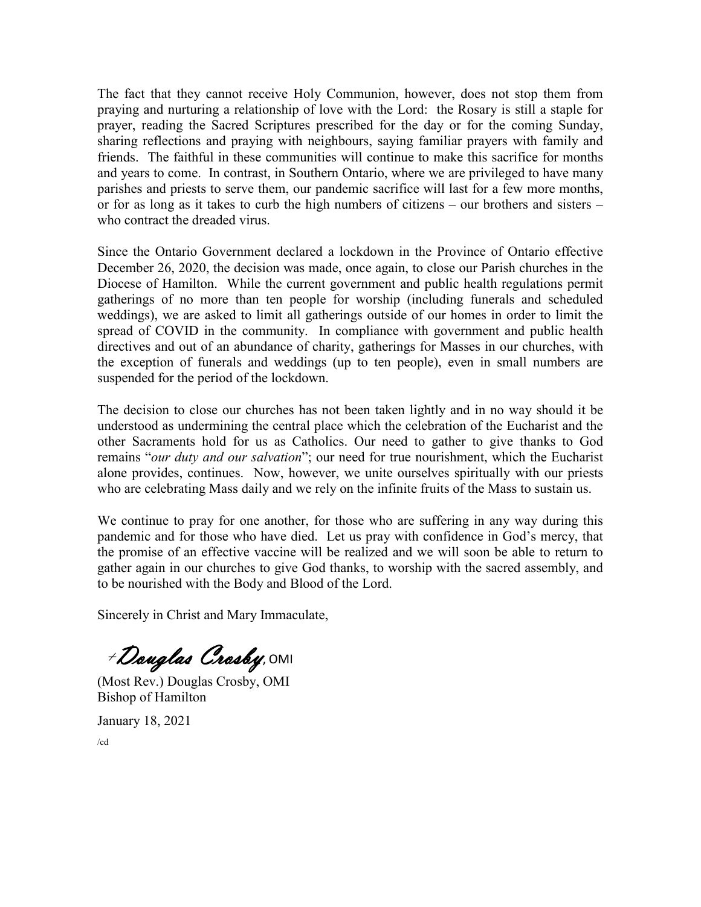The fact that they cannot receive Holy Communion, however, does not stop them from praying and nurturing a relationship of love with the Lord: the Rosary is still a staple for prayer, reading the Sacred Scriptures prescribed for the day or for the coming Sunday, sharing reflections and praying with neighbours, saying familiar prayers with family and friends. The faithful in these communities will continue to make this sacrifice for months and years to come. In contrast, in Southern Ontario, where we are privileged to have many parishes and priests to serve them, our pandemic sacrifice will last for a few more months, or for as long as it takes to curb the high numbers of citizens – our brothers and sisters – who contract the dreaded virus.

Since the Ontario Government declared a lockdown in the Province of Ontario effective December 26, 2020, the decision was made, once again, to close our Parish churches in the Diocese of Hamilton. While the current government and public health regulations permit gatherings of no more than ten people for worship (including funerals and scheduled weddings), we are asked to limit all gatherings outside of our homes in order to limit the spread of COVID in the community. In compliance with government and public health directives and out of an abundance of charity, gatherings for Masses in our churches, with the exception of funerals and weddings (up to ten people), even in small numbers are suspended for the period of the lockdown.

The decision to close our churches has not been taken lightly and in no way should it be understood as undermining the central place which the celebration of the Eucharist and the other Sacraments hold for us as Catholics. Our need to gather to give thanks to God remains "*our duty and our salvation*"; our need for true nourishment, which the Eucharist alone provides, continues. Now, however, we unite ourselves spiritually with our priests who are celebrating Mass daily and we rely on the infinite fruits of the Mass to sustain us.

We continue to pray for one another, for those who are suffering in any way during this pandemic and for those who have died. Let us pray with confidence in God's mercy, that the promise of an effective vaccine will be realized and we will soon be able to return to gather again in our churches to give God thanks, to worship with the sacred assembly, and to be nourished with the Body and Blood of the Lord.

Sincerely in Christ and Mary Immaculate,

+Douglas Crosby, OMI

(Most Rev.) Douglas Crosby, OMI
Bishop of Hamilton

January 18, 2021

/cd